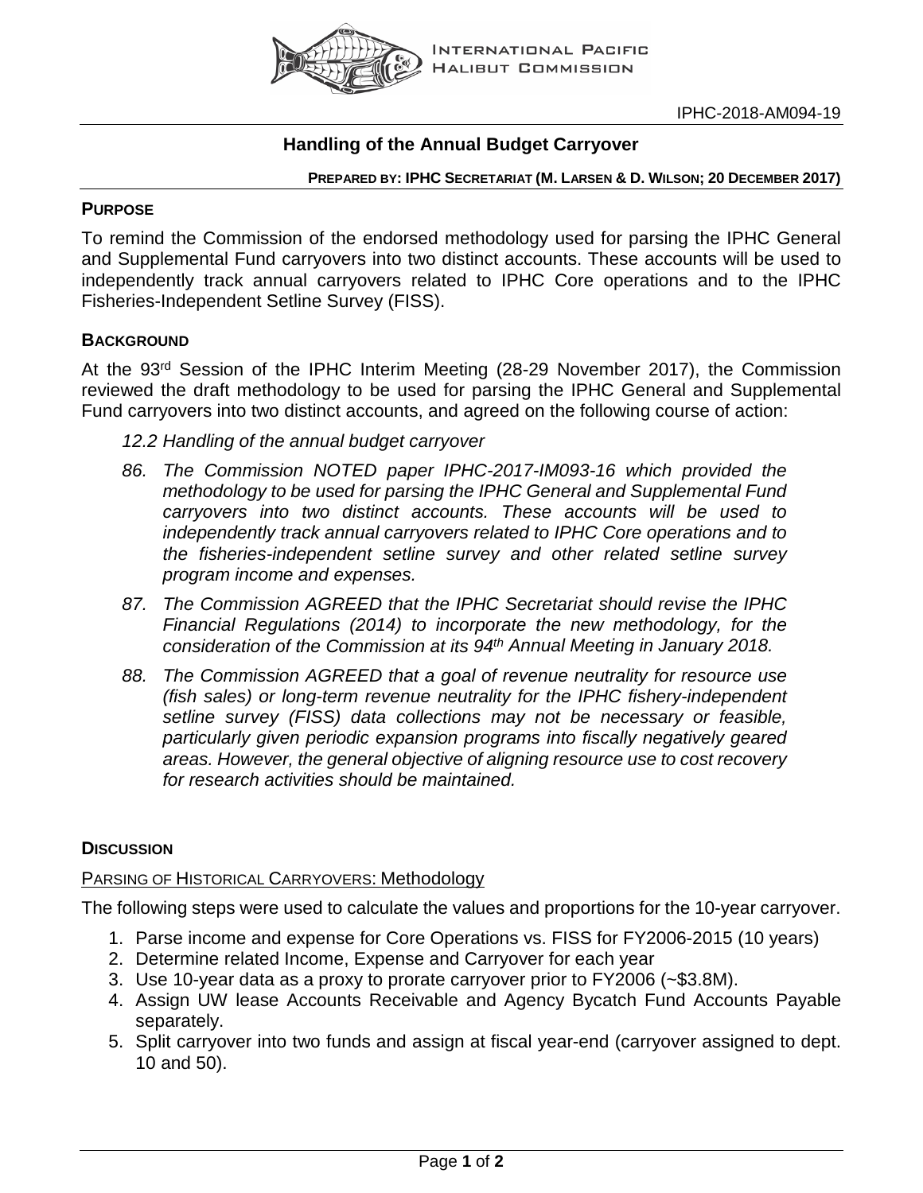IPHC-2018-AM094-19

# Handling of the Annual Budget Carryover

**PREPARED BY: IPHC SECRETARIAT (M. LARSEN & D. WILSON; 20 DECEMBER 2017)**

## PURPOSE

To remind the Commission of the endorsed methodology used for parsing the IPHC General and Supplemental Fund carryovers into two distinct accounts. These accounts will be used to independently track annual carryovers related to IPHC Core operations and to the IPHC Fisheries-Independent Setline Survey (FISS).

## BACKGROUND

At the 93rd Session of the IPHC Interim Meeting (28-29 November 2017), the Commission reviewed the draft methodology to be used for parsing the IPHC General and Supplemental Fund carryovers into two distinct accounts, and agreed on the following course of action:

*12.2 Handling of the annual budget carryover*

*86. The Commission NOTED paper IPHC-2017-IM093-16 which provided the methodology to be used for parsing the IPHC General and Supplemental Fund carryovers into two distinct accounts. These accounts will be used to independently track annual carryovers related to IPHC Core operations and to the fisheries-independent setline survey and other related setline survey program income and expenses.*

*87. The Commission AGREED that the IPHC Secretariat should revise the IPHC Financial Regulations (2014) to incorporate the new methodology, for the consideration of the Commission at its 94th Annual Meeting in January 2018.*

*88. The Commission AGREED that a goal of revenue neutrality for resource use (fish sales) or long-term revenue neutrality for the IPHC fishery-independent setline survey (FISS) data collections may not be necessary or feasible, particularly given periodic expansion programs into fiscally negatively geared areas. However, the general objective of aligning resource use to cost recovery for research activities should be maintained.*

## DISCUSSION

### PARSING OF HISTORICAL CARRYOVERS: Methodology

The following steps were used to calculate the values and proportions for the 10-year carryover.

1. Parse income and expense for Core Operations vs. FISS for FY2006-2015 (10 years)
2. Determine related Income, Expense and Carryover for each year
3. Use 10-year data as a proxy to prorate carryover prior to FY2006 (~$3.8M).
4. Assign UW lease Accounts Receivable and Agency Bycatch Fund Accounts Payable separately.
5. Split carryover into two funds and assign at fiscal year-end (carryover assigned to dept. 10 and 50).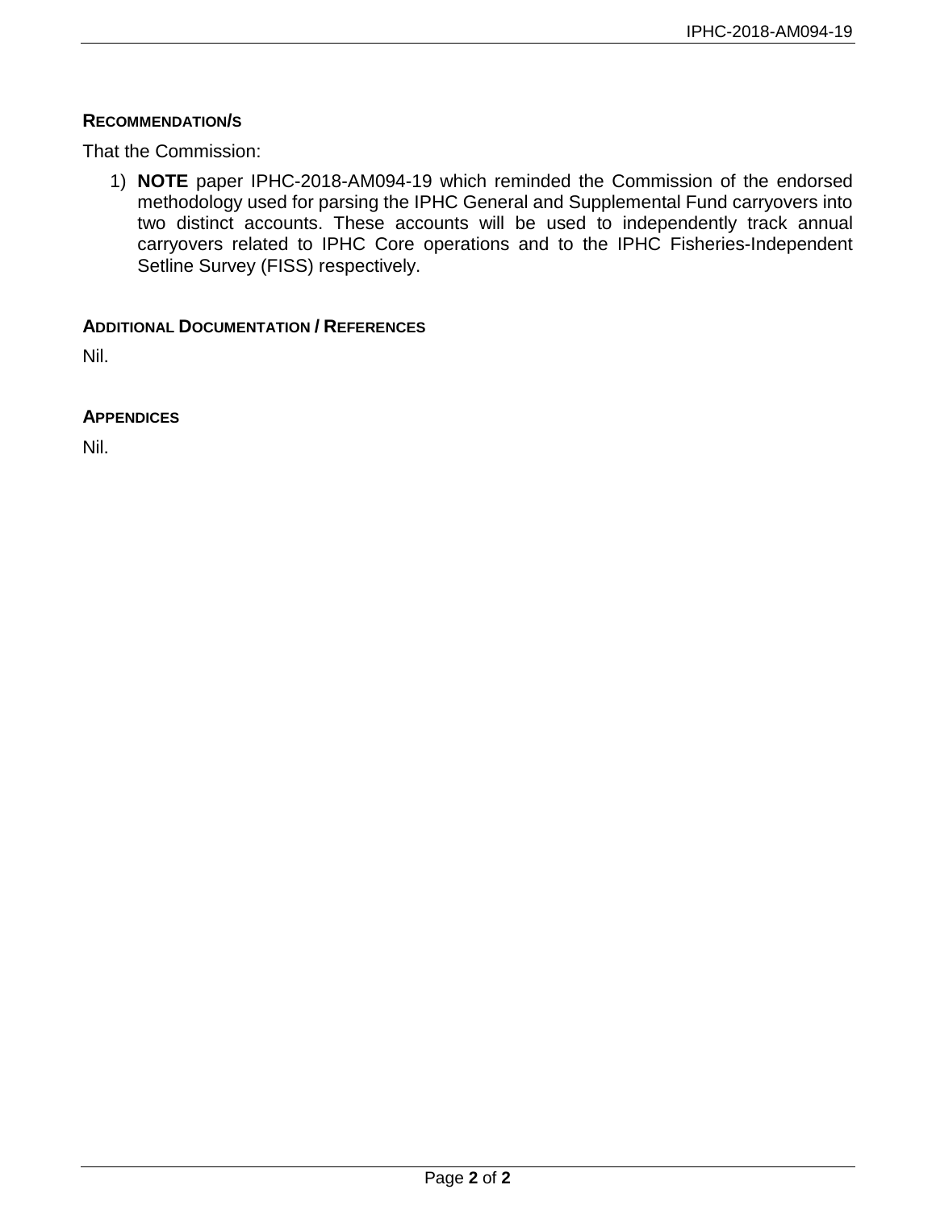### RECOMMENDATION/S

That the Commission:

1) **NOTE** paper IPHC-2018-AM094-19 which reminded the Commission of the endorsed methodology used for parsing the IPHC General and Supplemental Fund carryovers into two distinct accounts. These accounts will be used to independently track annual carryovers related to IPHC Core operations and to the IPHC Fisheries-Independent Setline Survey (FISS) respectively.

### ADDITIONAL DOCUMENTATION / REFERENCES

Nil.

### APPENDICES

Nil.